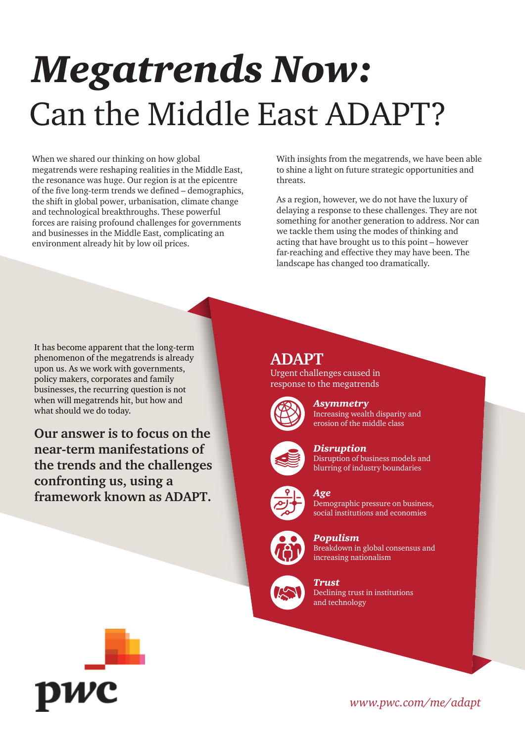# *Megatrends Now:* Can the Middle East ADAPT?

When we shared our thinking on how global megatrends were reshaping realities in the Middle East, the resonance was huge. Our region is at the epicentre of the five long-term trends we defined – demographics, the shift in global power, urbanisation, climate change and technological breakthroughs. These powerful forces are raising profound challenges for governments and businesses in the Middle East, complicating an environment already hit by low oil prices.

With insights from the megatrends, we have been able to shine a light on future strategic opportunities and threats.

As a region, however, we do not have the luxury of delaying a response to these challenges. They are not something for another generation to address. Nor can we tackle them using the modes of thinking and acting that have brought us to this point – however far-reaching and effective they may have been. The landscape has changed too dramatically.

It has become apparent that the long-term phenomenon of the megatrends is already upon us. As we work with governments, policy makers, corporates and family businesses, the recurring question is not when will megatrends hit, but how and what should we do today.

**Our answer is to focus on the near-term manifestations of the trends and the challenges confronting us, using a framework known as ADAPT.**

## ADAPT

Urgent challenges caused in response to the megatrends

***Asymmetry***
Increasing wealth disparity and erosion of the middle class

***Disruption***
Disruption of business models and blurring of industry boundaries

***Age***
Demographic pressure on business, social institutions and economies

***Populism***
Breakdown in global consensus and increasing nationalism

***Trust***
Declining trust in institutions and technology

pwc

*www.pwc.com/me/adapt*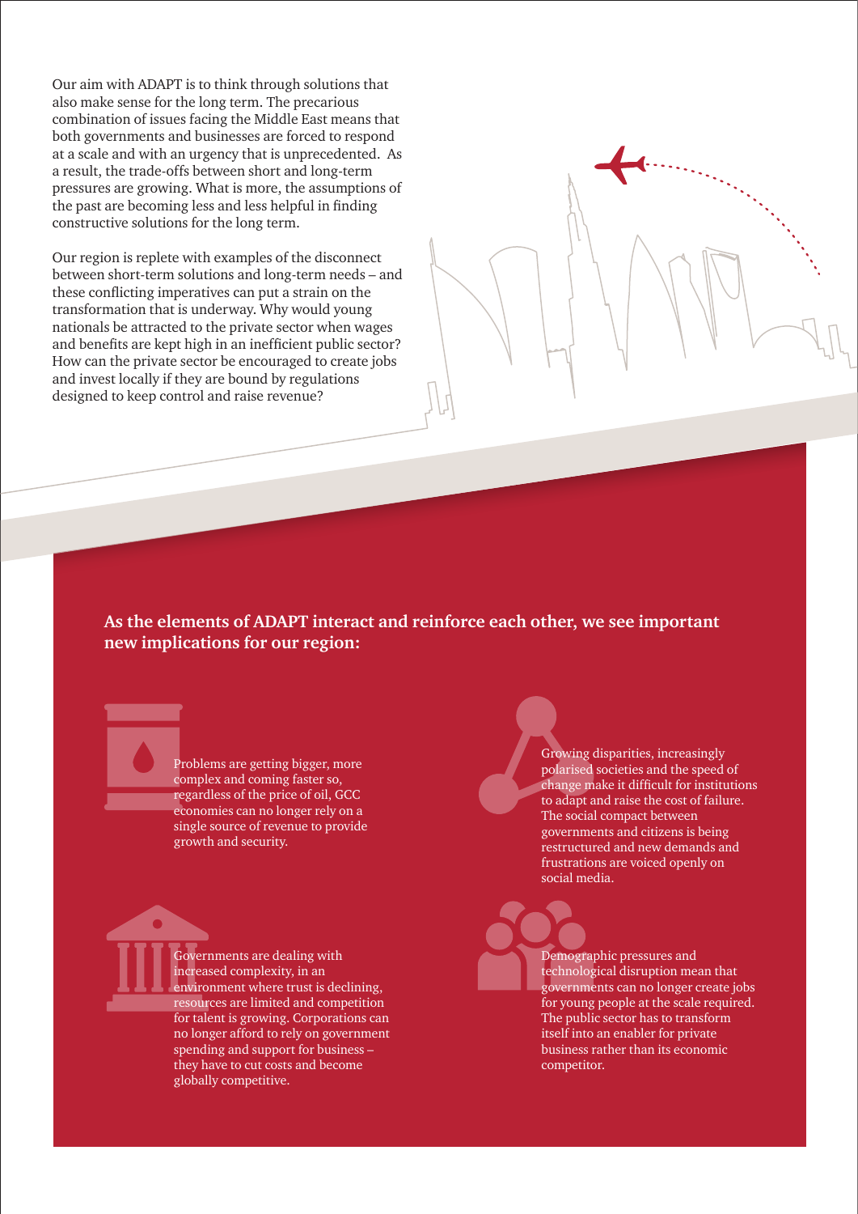Our aim with ADAPT is to think through solutions that also make sense for the long term. The precarious combination of issues facing the Middle East means that both governments and businesses are forced to respond at a scale and with an urgency that is unprecedented. As a result, the trade-offs between short and long-term pressures are growing. What is more, the assumptions of the past are becoming less and less helpful in finding constructive solutions for the long term.

Our region is replete with examples of the disconnect between short-term solutions and long-term needs – and these conflicting imperatives can put a strain on the transformation that is underway. Why would young nationals be attracted to the private sector when wages and benefits are kept high in an inefficient public sector? How can the private sector be encouraged to create jobs and invest locally if they are bound by regulations designed to keep control and raise revenue?

**As the elements of ADAPT interact and reinforce each other, we see important new implications for our region:**

Problems are getting bigger, more complex and coming faster so, regardless of the price of oil, GCC economies can no longer rely on a single source of revenue to provide growth and security.

Growing disparities, increasingly polarised societies and the speed of change make it difficult for institutions to adapt and raise the cost of failure. The social compact between governments and citizens is being restructured and new demands and frustrations are voiced openly on social media.

Governments are dealing with increased complexity, in an environment where trust is declining, resources are limited and competition for talent is growing. Corporations can no longer afford to rely on government spending and support for business – they have to cut costs and become globally competitive.

Demographic pressures and technological disruption mean that governments can no longer create jobs for young people at the scale required. The public sector has to transform itself into an enabler for private business rather than its economic competitor.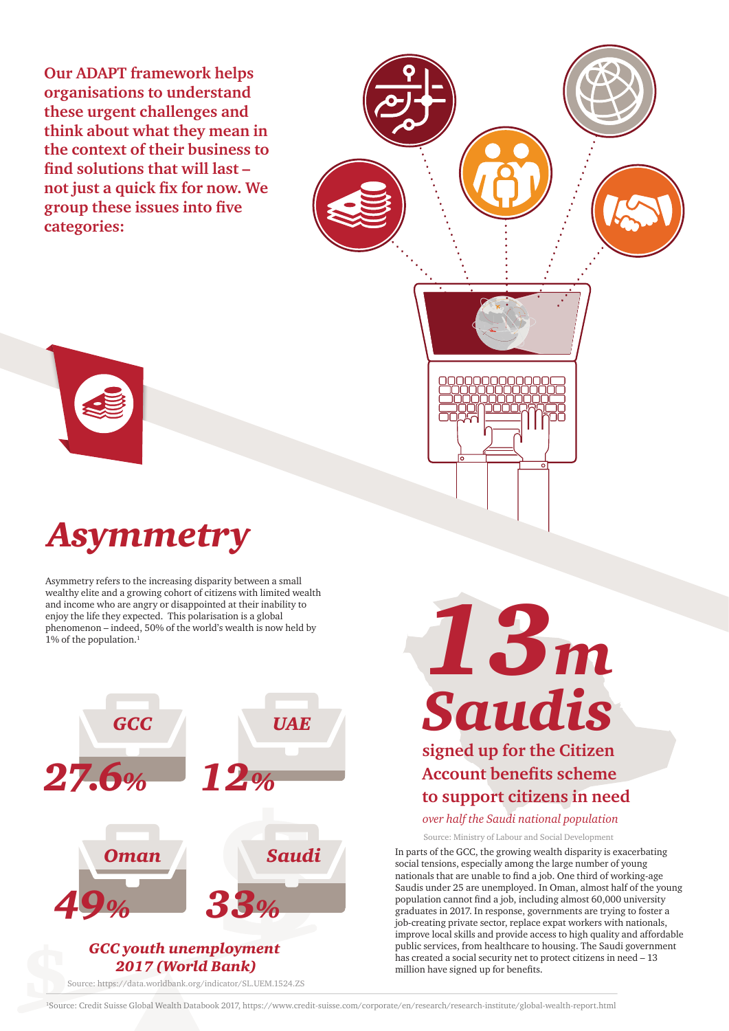**Our ADAPT framework helps organisations to understand these urgent challenges and think about what they mean in the context of their business to find solutions that will last – not just a quick fix for now. We group these issues into five categories:**

# *Asymmetry*

Asymmetry refers to the increasing disparity between a small wealthy elite and a growing cohort of citizens with limited wealth and income who are angry or disappointed at their inability to enjoy the life they expected. This polarisation is a global phenomenon – indeed, 50% of the world's wealth is now held by 1% of the population.[1]

| GCC | UAE | Oman | Saudi |
|---|---|---|---|
| 27.6% | 12% | 49% | 33% |

***GCC youth unemployment 2017 (World Bank)***

Source: https://data.worldbank.org/indicator/SL.UEM.1524.ZS

## *13m Saudis*

**signed up for the Citizen Account benefits scheme to support citizens in need**

*over half the Saudi national population*

Source: Ministry of Labour and Social Development

In parts of the GCC, the growing wealth disparity is exacerbating social tensions, especially among the large number of young nationals that are unable to find a job. One third of working-age Saudis under 25 are unemployed. In Oman, almost half of the young population cannot find a job, including almost 60,000 university graduates in 2017. In response, governments are trying to foster a job-creating private sector, replace expat workers with nationals, improve local skills and provide access to high quality and affordable public services, from healthcare to housing. The Saudi government has created a social security net to protect citizens in need – 13 million have signed up for benefits.

[1]Source: Credit Suisse Global Wealth Databook 2017, https://www.credit-suisse.com/corporate/en/research/research-institute/global-wealth-report.html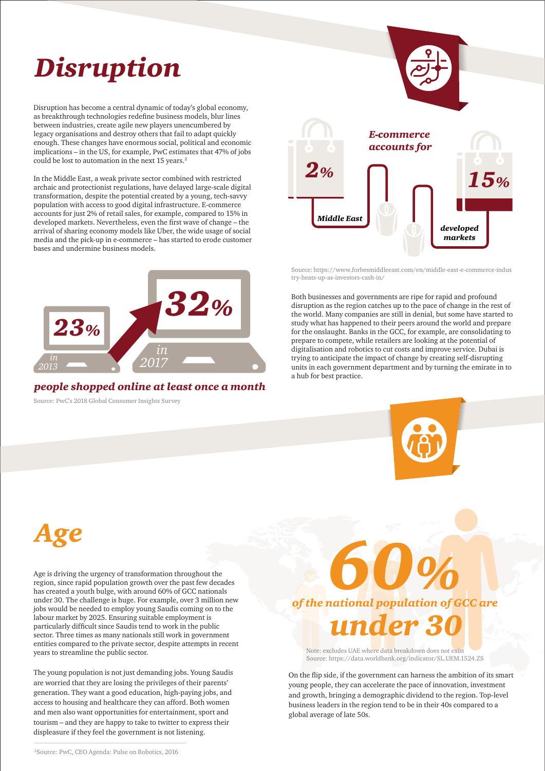# Disruption

Disruption has become a central dynamic of today's global economy, as breakthrough technologies redefine business models, blur lines between industries, create agile new players unencumbered by legacy organisations and destroy others that fail to adapt quickly enough. These changes have enormous social, political and economic implications – in the US, for example, PwC estimates that 47% of jobs could be lost to automation in the next 15 years.[2]

In the Middle East, a weak private sector combined with restricted archaic and protectionist regulations, have delayed large-scale digital transformation, despite the potential created by a young, tech-savvy population with access to good digital infrastructure. E-commerce accounts for just 2% of retail sales, for example, compared to 15% in developed markets. Nevertheless, even the first wave of change – the arrival of sharing economy models like Uber, the wide usage of social media and the pick-up in e-commerce – has started to erode customer bases and undermine business models.

*E-commerce accounts for*

**2%** Middle East

**15%** developed markets

Source: https://www.forbesmiddleeast.com/en/middle-east-e-commerce-industry-heats-up-as-investors-cash-in/

**23%** in 2013

**32%** in 2017

***people shopped online at least once a month***

Source: PwC's 2018 Global Consumer Insights Survey

Both businesses and governments are ripe for rapid and profound disruption as the region catches up to the pace of change in the rest of the world. Many companies are still in denial, but some have started to study what has happened to their peers around the world and prepare for the onslaught. Banks in the GCC, for example, are consolidating to prepare to compete, while retailers are looking at the potential of digitalisation and robotics to cut costs and improve service. Dubai is trying to anticipate the impact of change by creating self-disrupting units in each government department and by turning the emirate in to a hub for best practice.

# Age

Age is driving the urgency of transformation throughout the region, since rapid population growth over the past few decades has created a youth bulge, with around 60% of GCC nationals under 30. The challenge is huge. For example, over 3 million new jobs would be needed to employ young Saudis coming on to the labour market by 2025. Ensuring suitable employment is particularly difficult since Saudis tend to work in the public sector. Three times as many nationals still work in government entities compared to the private sector, despite attempts in recent years to streamline the public sector.

The young population is not just demanding jobs. Young Saudis are worried that they are losing the privileges of their parents' generation. They want a good education, high-paying jobs, and access to housing and healthcare they can afford. Both women and men also want opportunities for entertainment, sport and tourism – and they are happy to take to twitter to express their displeasure if they feel the government is not listening.

***60%*** *of the national population of GCC are* ***under 30***

Note: excludes UAE where data breakdown does not exist
Source: https://data.worldbank.org/indicator/SL.UEM.1524.ZS

On the flip side, if the government can harness the ambition of its smart young people, they can accelerate the pace of innovation, investment and growth, bringing a demographic dividend to the region. Top-level business leaders in the region tend to be in their 40s compared to a global average of late 50s.

[2]Source: PwC, CEO Agenda: Pulse on Robotics, 2016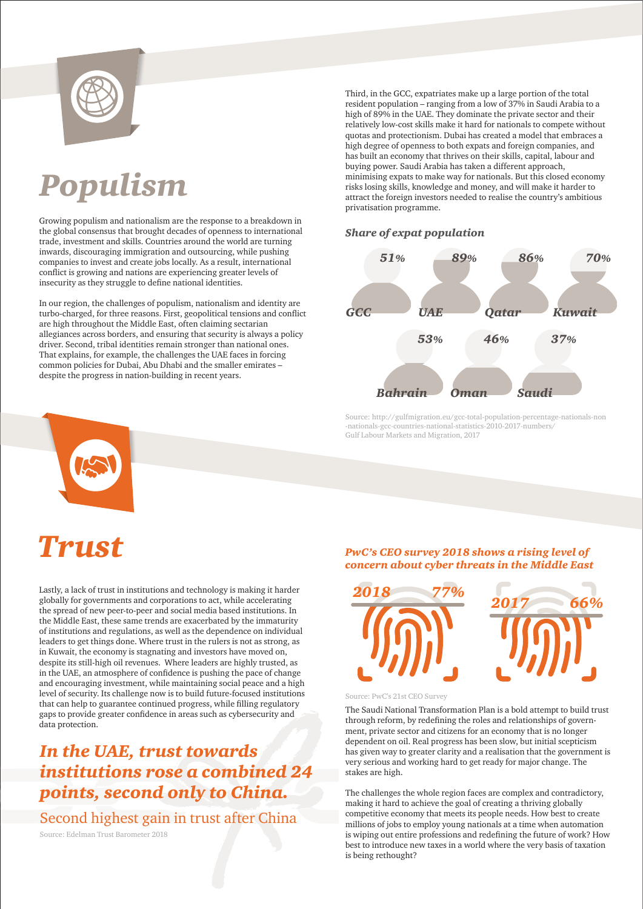# *Populism*

Growing populism and nationalism are the response to a breakdown in the global consensus that brought decades of openness to international trade, investment and skills. Countries around the world are turning inwards, discouraging immigration and outsourcing, while pushing companies to invest and create jobs locally. As a result, international conflict is growing and nations are experiencing greater levels of insecurity as they struggle to define national identities.

In our region, the challenges of populism, nationalism and identity are turbo-charged, for three reasons. First, geopolitical tensions and conflict are high throughout the Middle East, often claiming sectarian allegiances across borders, and ensuring that security is always a policy driver. Second, tribal identities remain stronger than national ones. That explains, for example, the challenges the UAE faces in forcing common policies for Dubai, Abu Dhabi and the smaller emirates – despite the progress in nation-building in recent years.

Third, in the GCC, expatriates make up a large portion of the total resident population – ranging from a low of 37% in Saudi Arabia to a high of 89% in the UAE. They dominate the private sector and their relatively low-cost skills make it hard for nationals to compete without quotas and protectionism. Dubai has created a model that embraces a high degree of openness to both expats and foreign companies, and has built an economy that thrives on their skills, capital, labour and buying power. Saudi Arabia has taken a different approach, minimising expats to make way for nationals. But this closed economy risks losing skills, knowledge and money, and will make it harder to attract the foreign investors needed to realise the country's ambitious privatisation programme.

### *Share of expat population*

| Country | Share |
|---|---|
| GCC | 51% |
| UAE | 89% |
| Qatar | 86% |
| Kuwait | 70% |
| Bahrain | 53% |
| Oman | 46% |
| Saudi | 37% |

Source: http://gulfmigration.eu/gcc-total-population-percentage-nationals-non-nationals-gcc-countries-national-statistics-2010-2017-numbers/
Gulf Labour Markets and Migration, 2017

# *Trust*

Lastly, a lack of trust in institutions and technology is making it harder globally for governments and corporations to act, while accelerating the spread of new peer-to-peer and social media based institutions. In the Middle East, these same trends are exacerbated by the immaturity of institutions and regulations, as well as the dependence on individual leaders to get things done. Where trust in the rulers is not as strong, as in Kuwait, the economy is stagnating and investors have moved on, despite its still-high oil revenues. Where leaders are highly trusted, as in the UAE, an atmosphere of confidence is pushing the pace of change and encouraging investment, while maintaining social peace and a high level of security. Its challenge now is to build future-focused institutions that can help to guarantee continued progress, while filling regulatory gaps to provide greater confidence in areas such as cybersecurity and data protection.

## *In the UAE, trust towards institutions rose a combined 24 points, second only to China.*

Second highest gain in trust after China

Source: Edelman Trust Barometer 2018

### *PwC's CEO survey 2018 shows a rising level of concern about cyber threats in the Middle East*

| Year | Share |
|---|---|
| 2018 | 77% |
| 2017 | 66% |

Source: PwC's 21st CEO Survey

The Saudi National Transformation Plan is a bold attempt to build trust through reform, by redefining the roles and relationships of government, private sector and citizens for an economy that is no longer dependent on oil. Real progress has been slow, but initial scepticism has given way to greater clarity and a realisation that the government is very serious and working hard to get ready for major change. The stakes are high.

The challenges the whole region faces are complex and contradictory, making it hard to achieve the goal of creating a thriving globally competitive economy that meets its people needs. How best to create millions of jobs to employ young nationals at a time when automation is wiping out entire professions and redefining the future of work? How best to introduce new taxes in a world where the very basis of taxation is being rethought?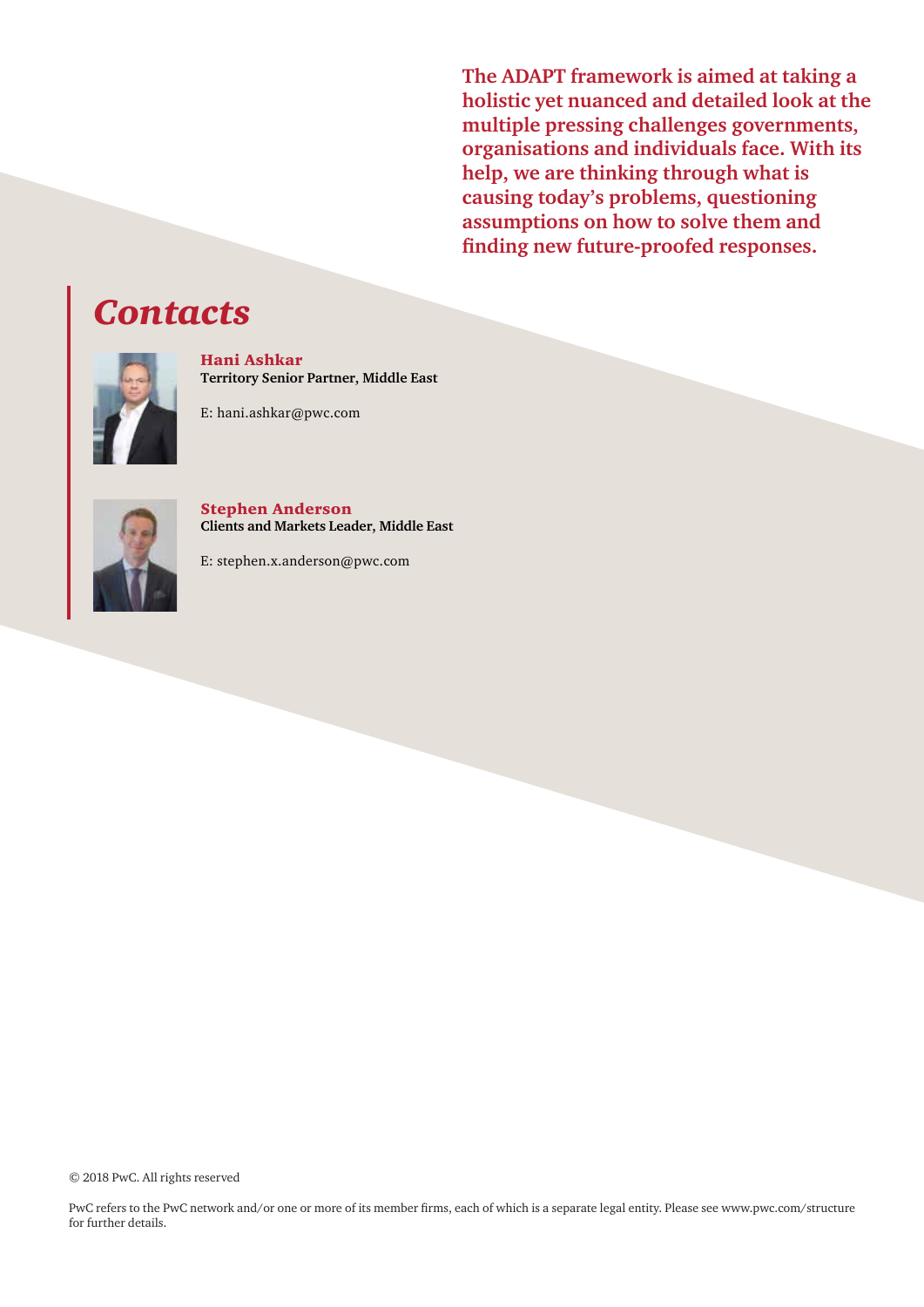**The ADAPT framework is aimed at taking a holistic yet nuanced and detailed look at the multiple pressing challenges governments, organisations and individuals face. With its help, we are thinking through what is causing today's problems, questioning assumptions on how to solve them and finding new future-proofed responses.**

# *Contacts*

**Hani Ashkar**
**Territory Senior Partner, Middle East**

E: hani.ashkar@pwc.com

**Stephen Anderson**
**Clients and Markets Leader, Middle East**

E: stephen.x.anderson@pwc.com

© 2018 PwC. All rights reserved

PwC refers to the PwC network and/or one or more of its member firms, each of which is a separate legal entity. Please see www.pwc.com/structure for further details.